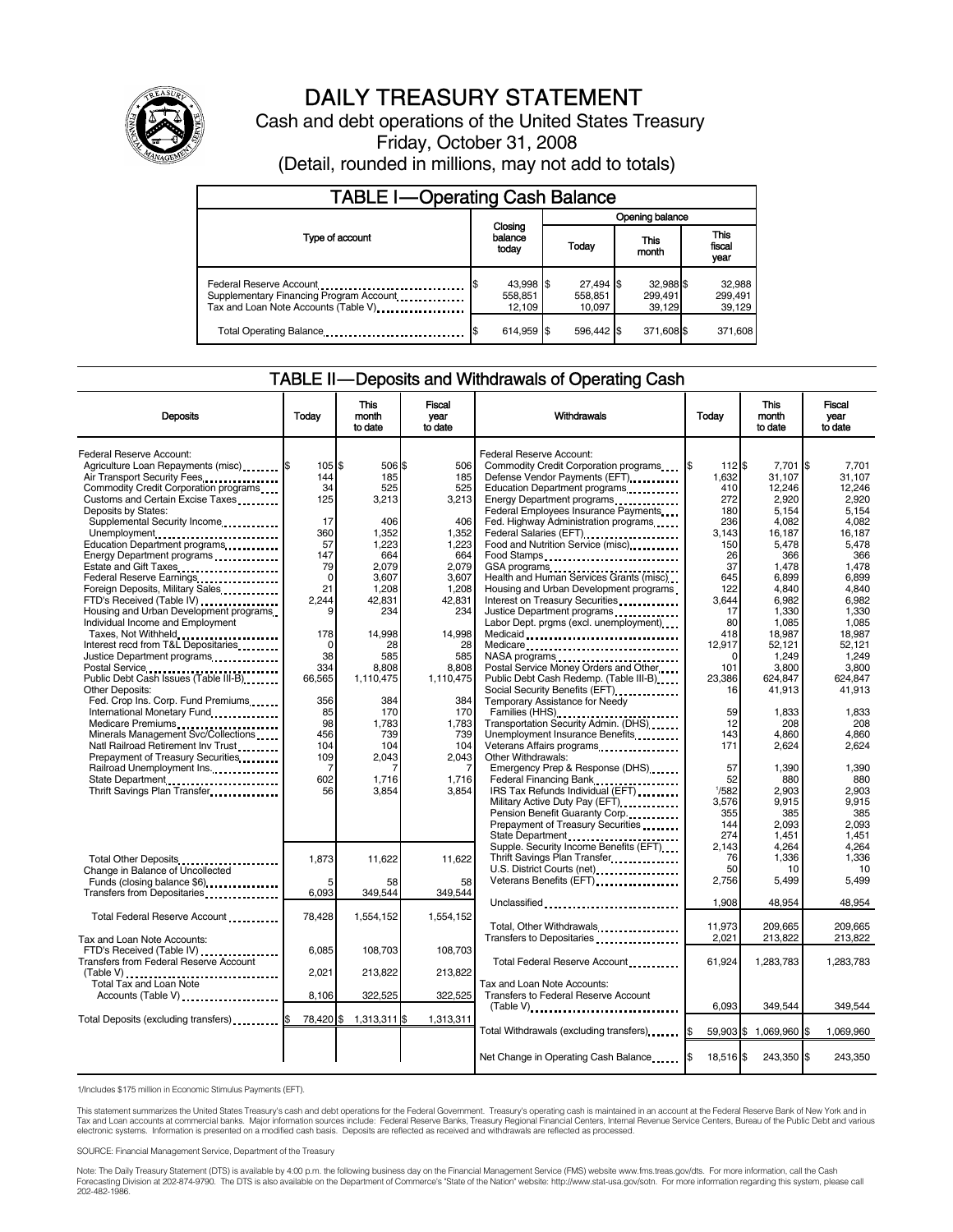# DAILY TREASURY STATEMENT

Cash and debt operations of the United States Treasury

Friday, October 31, 2008

(Detail, rounded in millions, may not add to totals)

## TABLE I—Operating Cash Balance

| Type of account | Closing balance today | Opening balance Today | Opening balance This month | Opening balance This fiscal year |
|---|---|---|---|---|
| Federal Reserve Account | $ 43,998 | $ 27,494 | $ 32,988 | $ 32,988 |
| Supplementary Financing Program Account | 558,851 | 558,851 | 299,491 | 299,491 |
| Tax and Loan Note Accounts (Table V) | 12,109 | 10,097 | 39,129 | 39,129 |
| Total Operating Balance | $ 614,959 | $ 596,442 | $ 371,608 | $ 371,608 |

## TABLE II—Deposits and Withdrawals of Operating Cash

| Deposits | Today | This month to date | Fiscal year to date |
|---|---|---|---|
| Federal Reserve Account: | | | |
| Agriculture Loan Repayments (misc) | $ 105 | $ 506 | $ 506 |
| Air Transport Security Fees | 144 | 185 | 185 |
| Commodity Credit Corporation programs | 34 | 525 | 525 |
| Customs and Certain Excise Taxes | 125 | 3,213 | 3,213 |
| Deposits by States: | | | |
| Supplemental Security Income | 17 | 406 | 406 |
| Unemployment | 360 | 1,352 | 1,352 |
| Education Department programs | 57 | 1,223 | 1,223 |
| Energy Department programs | 147 | 664 | 664 |
| Estate and Gift Taxes | 79 | 2,079 | 2,079 |
| Federal Reserve Earnings | 0 | 3,607 | 3,607 |
| Foreign Deposits, Military Sales | 21 | 1,208 | 1,208 |
| FTD's Received (Table IV) | 2,244 | 42,831 | 42,831 |
| Housing and Urban Development programs | 9 | 234 | 234 |
| Individual Income and Employment Taxes, Not Withheld | 178 | 14,998 | 14,998 |
| Interest recd from T&L Depositaries | 0 | 28 | 28 |
| Justice Department programs | 38 | 585 | 585 |
| Postal Service | 334 | 8,808 | 8,808 |
| Public Debt Cash Issues (Table III-B) | 66,565 | 1,110,475 | 1,110,475 |
| Other Deposits: | | | |
| Fed. Crop Ins. Corp. Fund Premiums | 356 | 384 | 384 |
| International Monetary Fund | 85 | 170 | 170 |
| Medicare Premiums | 98 | 1,783 | 1,783 |
| Minerals Management Svc/Collections | 456 | 739 | 739 |
| Natl Railroad Retirement Inv Trust | 104 | 104 | 104 |
| Prepayment of Treasury Securities | 109 | 2,043 | 2,043 |
| Railroad Unemployment Ins. | 7 | 7 | 7 |
| State Department | 602 | 1,716 | 1,716 |
| Thrift Savings Plan Transfer | 56 | 3,854 | 3,854 |
| Total Other Deposits | 1,873 | 11,622 | 11,622 |
| Change in Balance of Uncollected Funds (closing balance $6) | 5 | 58 | 58 |
| Transfers from Depositaries | 6,093 | 349,544 | 349,544 |
| Total Federal Reserve Account | 78,428 | 1,554,152 | 1,554,152 |
| Tax and Loan Note Accounts: | | | |
| FTD's Received (Table IV) | 6,085 | 108,703 | 108,703 |
| Transfers from Federal Reserve Account (Table V) | 2,021 | 213,822 | 213,822 |
| Total Tax and Loan Note Accounts (Table V) | 8,106 | 322,525 | 322,525 |
| Total Deposits (excluding transfers) | $ 78,420 | $ 1,313,311 | $ 1,313,311 |

| Withdrawals | Today | This month to date | Fiscal year to date |
|---|---|---|---|
| Federal Reserve Account: | | | |
| Commodity Credit Corporation programs | $ 112 | $ 7,701 | $ 7,701 |
| Defense Vendor Payments (EFT) | 1,632 | 31,107 | 31,107 |
| Education Department programs | 410 | 12,246 | 12,246 |
| Energy Department programs | 272 | 2,920 | 2,920 |
| Federal Employees Insurance Payments | 180 | 5,154 | 5,154 |
| Fed. Highway Administration programs | 236 | 4,082 | 4,082 |
| Federal Salaries (EFT) | 3,143 | 16,187 | 16,187 |
| Food and Nutrition Service (misc) | 150 | 5,478 | 5,478 |
| Food Stamps | 26 | 366 | 366 |
| GSA programs | 37 | 1,478 | 1,478 |
| Health and Human Services Grants (misc) | 645 | 6,899 | 6,899 |
| Housing and Urban Development programs | 122 | 4,840 | 4,840 |
| Interest on Treasury Securities | 3,644 | 6,982 | 6,982 |
| Justice Department programs | 17 | 1,330 | 1,330 |
| Labor Dept. prgms (excl. unemployment) | 80 | 1,085 | 1,085 |
| Medicaid | 418 | 18,987 | 18,987 |
| Medicare | 12,917 | 52,121 | 52,121 |
| NASA programs | 0 | 1,249 | 1,249 |
| Postal Service Money Orders and Other | 101 | 3,800 | 3,800 |
| Public Debt Cash Redemp. (Table III-B) | 23,386 | 624,847 | 624,847 |
| Social Security Benefits (EFT) | 16 | 41,913 | 41,913 |
| Temporary Assistance for Needy Families (HHS) | 59 | 1,833 | 1,833 |
| Transportation Security Admin. (DHS) | 12 | 208 | 208 |
| Unemployment Insurance Benefits | 143 | 4,860 | 4,860 |
| Veterans Affairs programs | 171 | 2,624 | 2,624 |
| Other Withdrawals: | | | |
| Emergency Prep & Response (DHS) | 57 | 1,390 | 1,390 |
| Federal Financing Bank | 52 | 880 | 880 |
| IRS Tax Refunds Individual (EFT) | [1]582 | 2,903 | 2,903 |
| Military Active Duty Pay (EFT) | 3,576 | 9,915 | 9,915 |
| Pension Benefit Guaranty Corp. | 355 | 385 | 385 |
| Prepayment of Treasury Securities | 144 | 2,093 | 2,093 |
| State Department | 274 | 1,451 | 1,451 |
| Supple. Security Income Benefits (EFT) | 2,143 | 4,264 | 4,264 |
| Thrift Savings Plan Transfer | 76 | 1,336 | 1,336 |
| U.S. District Courts (net) | 50 | 10 | 10 |
| Veterans Benefits (EFT) | 2,756 | 5,499 | 5,499 |
| Unclassified | 1,908 | 48,954 | 48,954 |
| Total, Other Withdrawals | 11,973 | 209,665 | 209,665 |
| Transfers to Depositaries | 2,021 | 213,822 | 213,822 |
| Total Federal Reserve Account | 61,924 | 1,283,783 | 1,283,783 |
| Tax and Loan Note Accounts: | | | |
| Transfers to Federal Reserve Account (Table V) | 6,093 | 349,544 | 349,544 |
| Total Withdrawals (excluding transfers) | $ 59,903 | $ 1,069,960 | $ 1,069,960 |
| Net Change in Operating Cash Balance | $ 18,516 | $ 243,350 | $ 243,350 |

1/Includes $175 million in Economic Stimulus Payments (EFT).

This statement summarizes the United States Treasury's cash and debt operations for the Federal Government. Treasury's operating cash is maintained in an account at the Federal Reserve Bank of New York and in Tax and Loan accounts at commercial banks. Major information sources include: Federal Reserve Banks, Treasury Regional Financial Centers, Internal Revenue Service Centers, Bureau of the Public Debt and various electronic systems. Information is presented on a modified cash basis. Deposits are reflected as received and withdrawals are reflected as processed.

SOURCE: Financial Management Service, Department of the Treasury

Note: The Daily Treasury Statement (DTS) is available by 4:00 p.m. the following business day on the Financial Management Service (FMS) website www.fms.treas.gov/dts. For more information, call the Cash Forecasting Division at 202-874-9790. The DTS is also available on the Department of Commerce's "State of the Nation" website: http://www.stat-usa.gov/sotn. For more information regarding this system, please call 202-482-1986.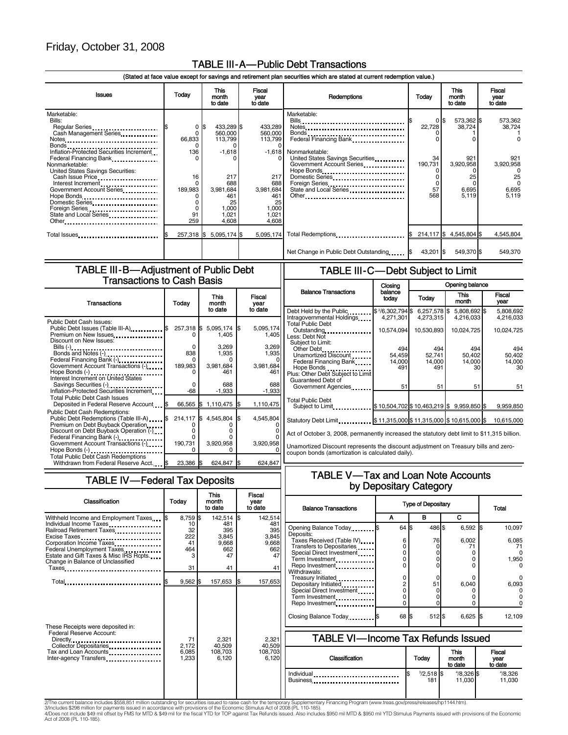Friday, October 31, 2008

## TABLE III-A—Public Debt Transactions

(Stated at face value except for savings and retirement plan securities which are stated at current redemption value.)

| Issues | Today | This month to date | Fiscal year to date |
|---|---|---|---|
| Marketable: | | | |
| Bills: | | | |
| Regular Series | $ 0 | $ 433,289 | $ 433,289 |
| Cash Management Series | 0 | 560,000 | 560,000 |
| Notes | 66,833 | 113,799 | 113,799 |
| Bonds | 0 | 0 | 0 |
| Inflation-Protected Securities Increment | 136 | -1,618 | -1,618 |
| Federal Financing Bank | 0 | 0 | 0 |
| Nonmarketable: | | | |
| United States Savings Securities: | | | |
| Cash Issue Price | 16 | 217 | 217 |
| Interest Increment | 0 | 688 | 688 |
| Government Account Series | 189,983 | 3,981,684 | 3,981,684 |
| Hope Bonds | 0 | 461 | 461 |
| Domestic Series | 0 | 25 | 25 |
| Foreign Series | 0 | 1,000 | 1,000 |
| State and Local Series | 91 | 1,021 | 1,021 |
| Other | 259 | 4,608 | 4,608 |
| Total Issues | $ 257,318 | $ 5,095,174 | $ 5,095,174 |

| Redemptions | Today | This month to date | Fiscal year to date |
|---|---|---|---|
| Marketable: | | | |
| Bills | $ 0 | $ 573,362 | $ 573,362 |
| Notes | 22,728 | 38,724 | 38,724 |
| Bonds | 0 | 1 | 1 |
| Federal Financing Bank | 0 | 0 | 0 |
| Nonmarketable: | | | |
| United States Savings Securities | 34 | 921 | 921 |
| Government Account Series | 190,731 | 3,920,958 | 3,920,958 |
| Hope Bonds | 0 | 0 | 0 |
| Domestic Series | 0 | 25 | 25 |
| Foreign Series | 0 | 0 | 0 |
| State and Local Series | 57 | 6,695 | 6,695 |
| Other | 568 | 5,119 | 5,119 |
| Total Redemptions | $ 214,117 | $ 4,545,804 | $ 4,545,804 |
| Net Change in Public Debt Outstanding | $ 43,201 | $ 549,370 | $ 549,370 |

## TABLE III-B—Adjustment of Public Debt Transactions to Cash Basis

| Transactions | Today | This month to date | Fiscal year to date |
|---|---|---|---|
| Public Debt Cash Issues: | | | |
| Public Debt Issues (Table III-A) | $ 257,318 | $ 5,095,174 | $ 5,095,174 |
| Premium on New Issues | 0 | 1,405 | 1,405 |
| Discount on New Issues: | | | |
| Bills (-) | 0 | 3,269 | 3,269 |
| Bonds and Notes (-) | 838 | 1,935 | 1,935 |
| Federal Financing Bank (-) | 0 | 0 | 0 |
| Government Account Transactions (-) | 189,983 | 3,981,684 | 3,981,684 |
| Hope Bonds (-) | 0 | 461 | 461 |
| Interest Increment on United States Savings Securities (-) | 0 | 688 | 688 |
| Inflation-Protected Securities Increment | -68 | -1,933 | -1,933 |
| Total Public Debt Cash Issues Deposited in Federal Reserve Account | $ 66,565 | $ 1,110,475 | $ 1,110,475 |
| Public Debt Cash Redemptions: | | | |
| Public Debt Redemptions (Table III-A) | $ 214,117 | $ 4,545,804 | $ 4,545,804 |
| Premium on Debt Buyback Operation | 0 | 0 | 0 |
| Discount on Debt Buyback Operation (-) | 0 | 0 | 0 |
| Federal Financing Bank (-) | 0 | 0 | 0 |
| Government Account Transactions (-) | 190,731 | 3,920,958 | 3,920,958 |
| Hope Bonds (-) | 0 | 0 | 0 |
| Total Public Debt Cash Redemptions Withdrawn from Federal Reserve Acct. | $ 23,386 | $ 624,847 | $ 624,847 |

## TABLE III-C—Debt Subject to Limit

| Balance Transactions | Closing balance today | Opening balance Today | Opening balance This month | Opening balance Fiscal year |
|---|---|---|---|---|
| Debt Held by the Public | $ [2]6,302,794 | $ 6,257,578 | $ 5,808,692 | $ 5,808,692 |
| Intragovernmental Holdings | 4,271,301 | 4,273,315 | 4,216,033 | 4,216,033 |
| Total Public Debt Outstanding | 10,574,094 | 10,530,893 | 10,024,725 | 10,024,725 |
| Less: Debt Not Subject to Limit: | | | | |
| Other Debt | 494 | 494 | 494 | 494 |
| Unamortized Discount | 54,459 | 52,741 | 50,402 | 50,402 |
| Federal Financing Bank | 14,000 | 14,000 | 14,000 | 14,000 |
| Hope Bonds | 491 | 491 | 30 | 30 |
| Plus: Other Debt Subject to Limit | | | | |
| Guaranteed Debt of Government Agencies | 51 | 51 | 51 | 51 |
| Total Public Debt Subject to Limit | $ 10,504,702 | $ 10,463,219 | $ 9,959,850 | $ 9,959,850 |
| Statutory Debt Limit | $ 11,315,000 | $ 11,315,000 | $ 10,615,000 | $ 10,615,000 |

Act of October 3, 2008, permanently increased the statutory debt limit to $11,315 billion.

Unamortized Discount represents the discount adjustment on Treasury bills and zero-coupon bonds (amortization is calculated daily).

## TABLE IV—Federal Tax Deposits

| Classification | Today | This month to date | Fiscal year to date |
|---|---|---|---|
| Withheld Income and Employment Taxes | $ 8,759 | $ 142,514 | $ 142,514 |
| Individual Income Taxes | 10 | 481 | 481 |
| Railroad Retirement Taxes | 32 | 395 | 395 |
| Excise Taxes | 222 | 3,845 | 3,845 |
| Corporation Income Taxes | 41 | 9,668 | 9,668 |
| Federal Unemployment Taxes | 464 | 662 | 662 |
| Estate and Gift Taxes & Misc IRS Rcpts. | 3 | 47 | 47 |
| Change in Balance of Unclassified Taxes | 31 | 41 | 41 |
| Total | $ 9,562 | $ 157,653 | $ 157,653 |
| These Receipts were deposited in: | | | |
| Federal Reserve Account: | | | |
| Directly | 71 | 2,321 | 2,321 |
| Collector Depositaries | 2,172 | 40,509 | 40,509 |
| Tax and Loan Accounts | 6,085 | 108,703 | 108,703 |
| Inter-agency Transfers | 1,233 | 6,120 | 6,120 |

## TABLE V—Tax and Loan Note Accounts by Depositary Category

| Balance Transactions | Type of Depositary A | Type of Depositary B | Type of Depositary C | Total |
|---|---|---|---|---|
| Opening Balance Today | $ 64 | $ 486 | $ 6,592 | $ 10,097 |
| Deposits: | | | | |
| Taxes Received (Table IV) | 6 | 76 | 6,002 | 6,085 |
| Transfers to Depositaries | 0 | 0 | 71 | 71 |
| Special Direct Investment | 0 | 0 | 0 | 0 |
| Term Investment | 0 | 0 | 0 | 1,950 |
| Repo Investment | 0 | 0 | 0 | 0 |
| Withdrawals: | | | | |
| Treasury Initiated | 0 | 0 | 0 | 0 |
| Depositary Initiated | 2 | 51 | 6,040 | 6,093 |
| Special Direct Investment | 0 | 0 | 0 | 0 |
| Term Investment | 0 | 0 | 0 | 0 |
| Repo Investment | 0 | 0 | 0 | 0 |
| Closing Balance Today | $ 68 | $ 512 | $ 6,625 | $ 12,109 |

## TABLE VI—Income Tax Refunds Issued

| Classification | Today | This month to date | Fiscal year to date |
|---|---|---|---|
| Individual | $ [3]2,518 | $ [4]8,326 | $ [4]8,326 |
| Business | 181 | 11,030 | 11,030 |

[2]The current balance includes $558,851 million outstanding for securities issued to raise cash for the temporary Supplementary Financing Program (www.treas.gov/press/releases/hp1144.htm).
[3]Includes $298 million for payments issued in accordance with provisions of the Economic Stimulus Act of 2008 (PL 110-185).
[4]Does not include $49 mil offset by FMS for MTD & $49 mil for the fiscal YTD for TOP against Tax Refunds issued. Also includes $950 mil MTD & $950 mil YTD Stimulus Payments issued with provisions of the Economic Act of 2008 (PL 110-185).